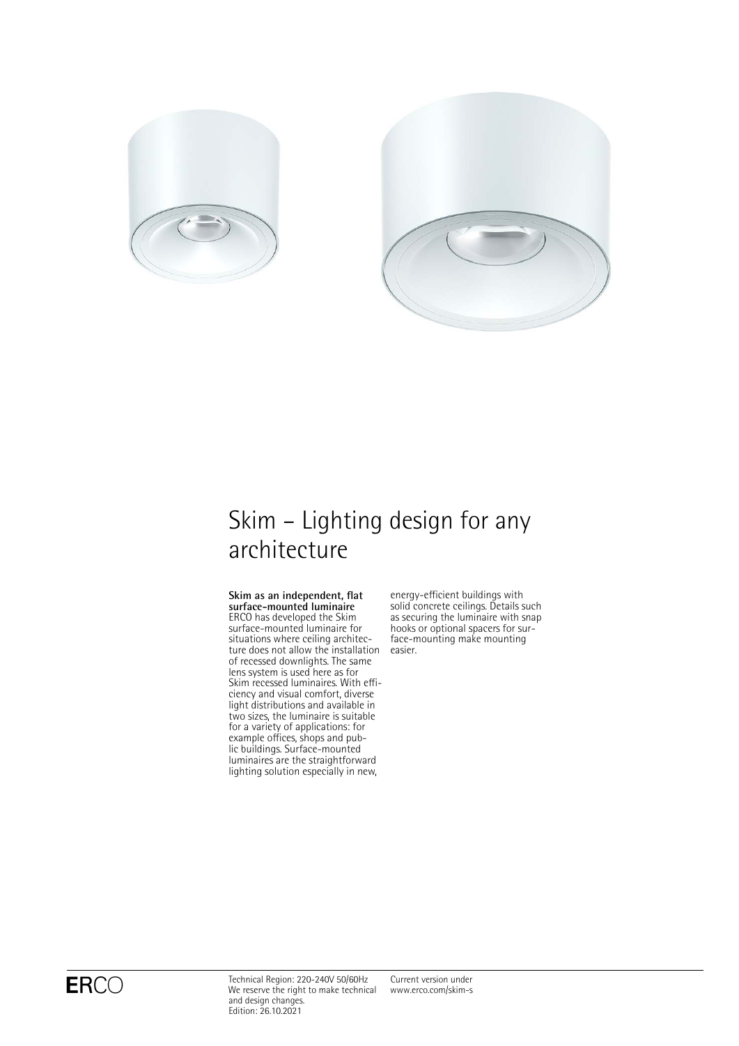# Skim – Lighting design for any architecture

**Skim as an independent, flat surface-mounted luminaire**
ERCO has developed the Skim surface-mounted luminaire for situations where ceiling architecture does not allow the installation of recessed downlights. The same lens system is used here as for Skim recessed luminaires. With efficiency and visual comfort, diverse light distributions and available in two sizes, the luminaire is suitable for a variety of applications: for example offices, shops and public buildings. Surface-mounted luminaires are the straightforward lighting solution especially in new, energy-efficient buildings with solid concrete ceilings. Details such as securing the luminaire with snap hooks or optional spacers for surface-mounting make mounting easier.

ERCO

Technical Region: 220-240V 50/60Hz
We reserve the right to make technical and design changes.
Edition: 26.10.2021

Current version under
www.erco.com/skim-s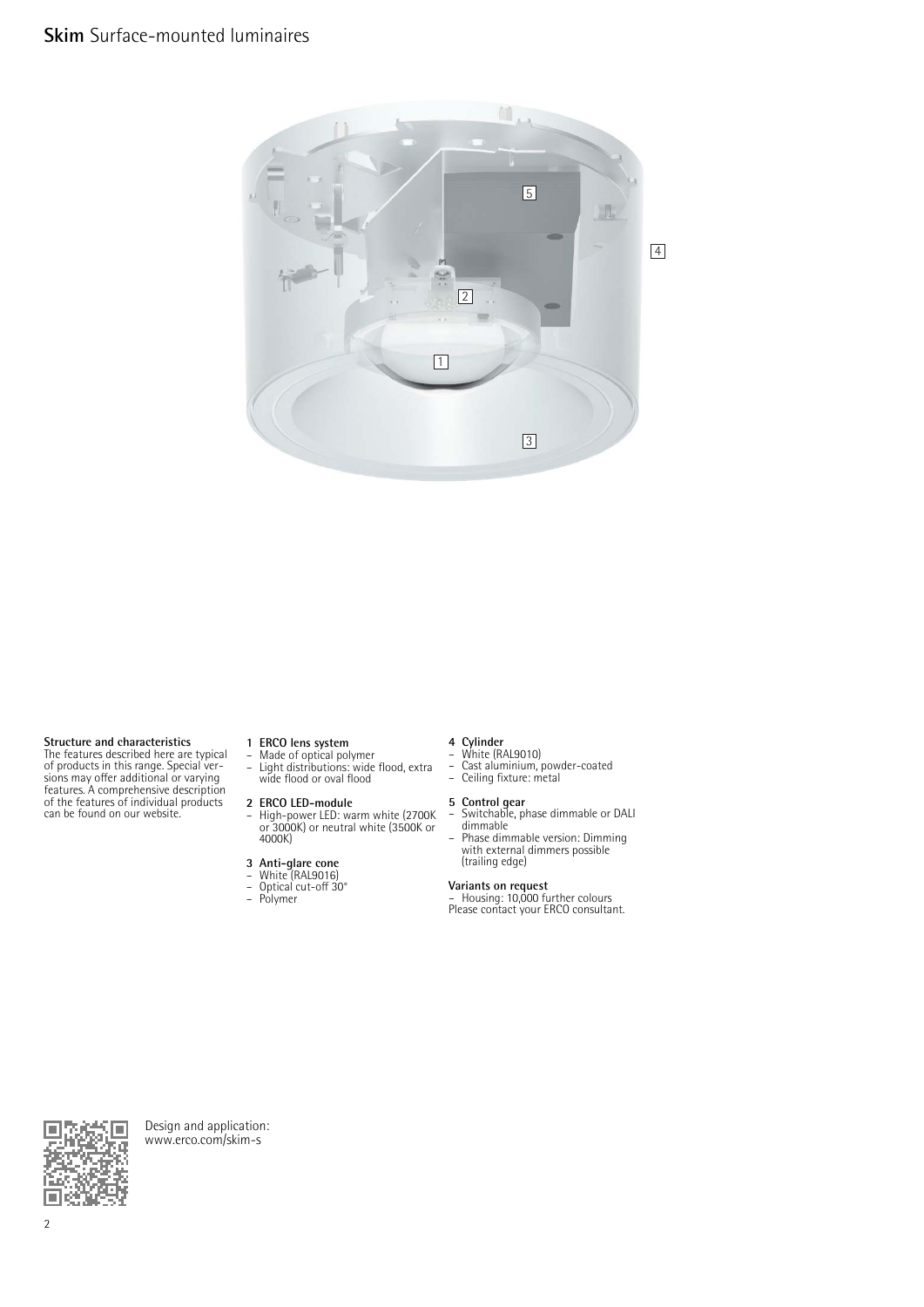# **Skim** Surface-mounted luminaires

**Structure and characteristics**
The features described here are typical of products in this range. Special versions may offer additional or varying features. A comprehensive description of the features of individual products can be found on our website.

**1 ERCO lens system**
- Made of optical polymer
- Light distributions: wide flood, extra wide flood or oval flood

**2 ERCO LED-module**
- High-power LED: warm white (2700K or 3000K) or neutral white (3500K or 4000K)

**3 Anti-glare cone**
- White (RAL9016)
- Optical cut-off 30°
- Polymer

**4 Cylinder**
- White (RAL9010)
- Cast aluminium, powder-coated
- Ceiling fixture: metal

**5 Control gear**
- Switchable, phase dimmable or DALI dimmable
- Phase dimmable version: Dimming with external dimmers possible (trailing edge)

**Variants on request**
- Housing: 10,000 further colours
Please contact your ERCO consultant.

Design and application:
www.erco.com/skim-s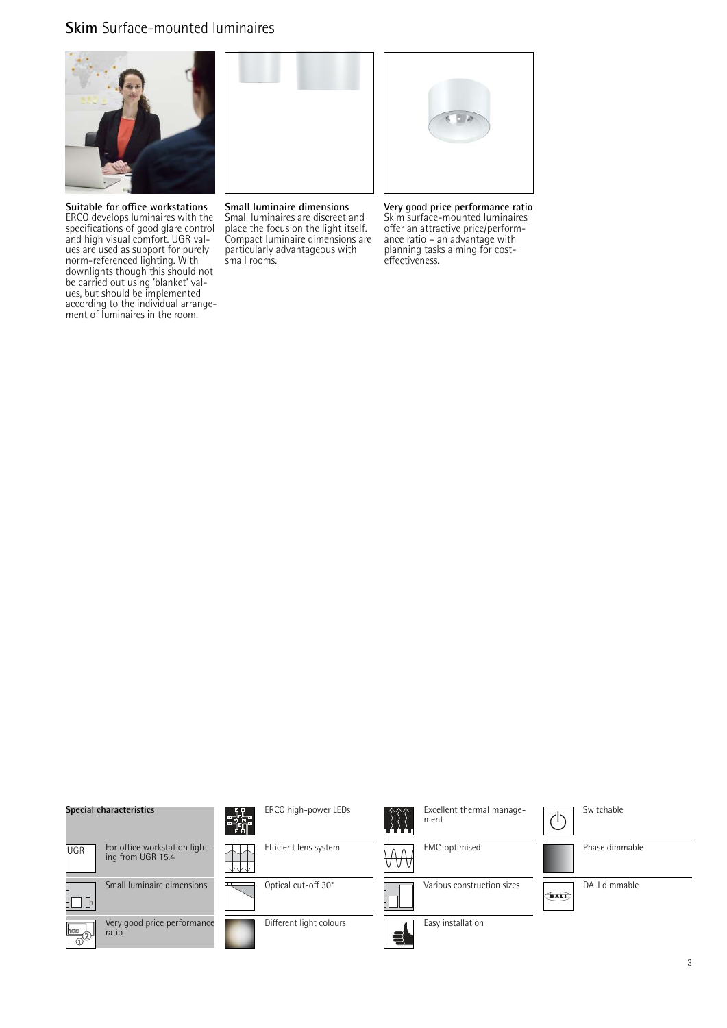# **Skim** Surface-mounted luminaires

**Suitable for office workstations**
ERCO develops luminaires with the specifications of good glare control and high visual comfort. UGR values are used as support for purely norm-referenced lighting. With downlights though this should not be carried out using 'blanket' values, but should be implemented according to the individual arrangement of luminaires in the room.

**Small luminaire dimensions**
Small luminaires are discreet and place the focus on the light itself. Compact luminaire dimensions are particularly advantageous with small rooms.

**Very good price performance ratio**
Skim surface-mounted luminaires offer an attractive price/performance ratio – an advantage with planning tasks aiming for cost-effectiveness.

**Special characteristics**

- For office workstation lighting from UGR 15.4
- Small luminaire dimensions
- Very good price performance ratio
- ERCO high-power LEDs
- Efficient lens system
- Optical cut-off 30°
- Different light colours
- Excellent thermal management
- EMC-optimised
- Various construction sizes
- Easy installation
- Switchable
- Phase dimmable
- DALI dimmable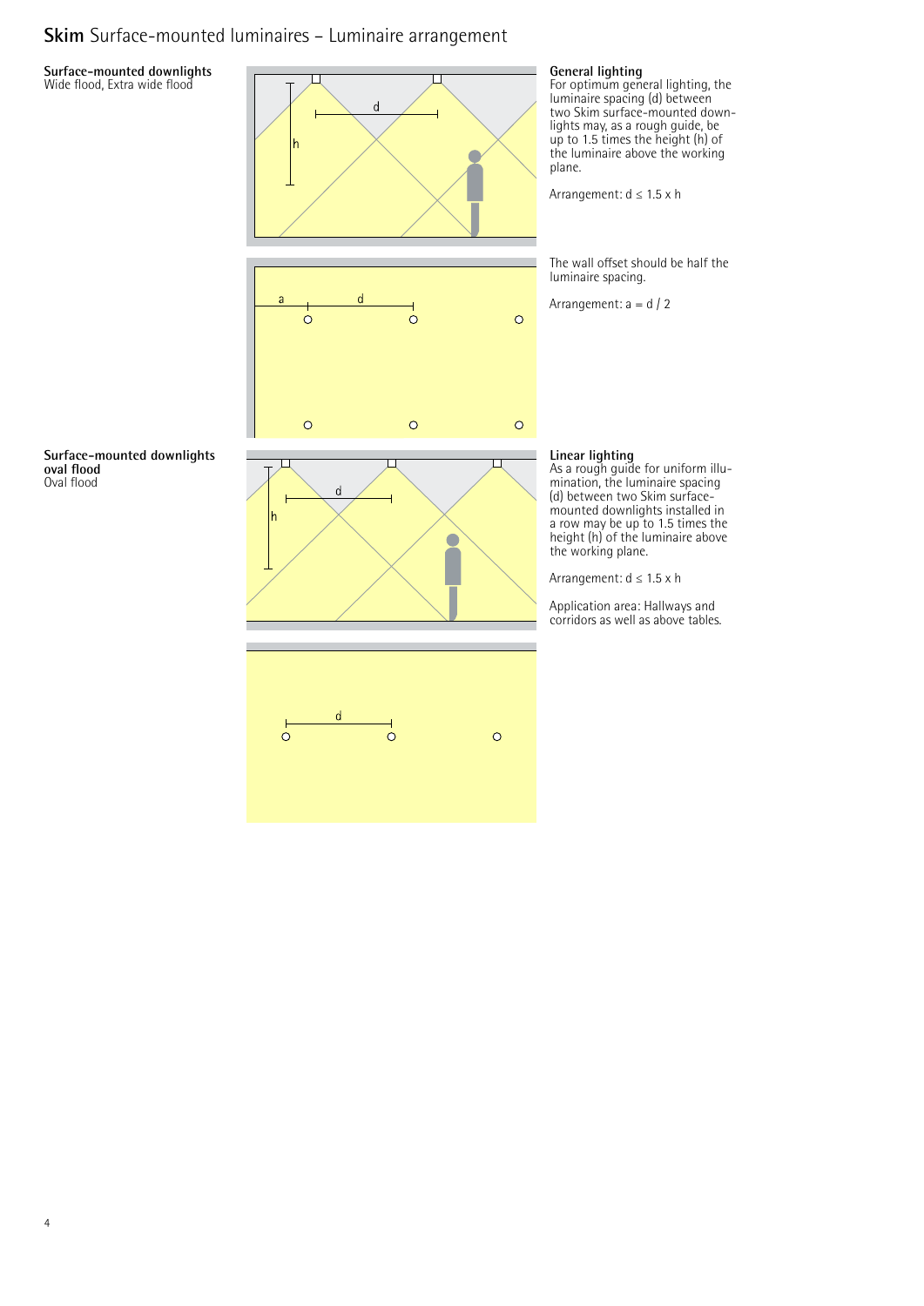# **Skim** Surface-mounted luminaires – Luminaire arrangement

**Surface-mounted downlights**
Wide flood, Extra wide flood

### General lighting

For optimum general lighting, the luminaire spacing (d) between two Skim surface-mounted downlights may, as a rough guide, be up to 1.5 times the height (h) of the luminaire above the working plane.

Arrangement: $d \leq 1.5 \times h$

The wall offset should be half the luminaire spacing.

Arrangement: $a = d / 2$

**Surface-mounted downlights oval flood**
Oval flood

### Linear lighting

As a rough guide for uniform illumination, the luminaire spacing (d) between two Skim surface-mounted downlights installed in a row may be up to 1.5 times the height (h) of the luminaire above the working plane.

Arrangement: $d \leq 1.5 \times h$

Application area: Hallways and corridors as well as above tables.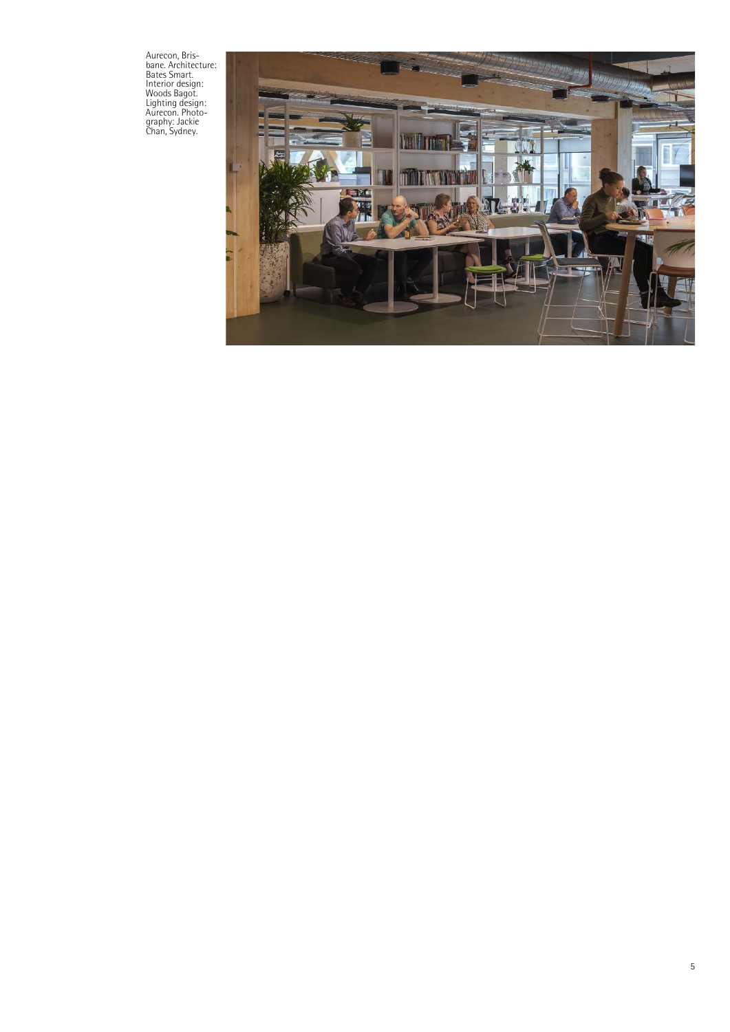Aurecon, Brisbane. Architecture: Bates Smart. Interior design: Woods Bagot. Lighting design: Aurecon. Photography: Jackie Chan, Sydney.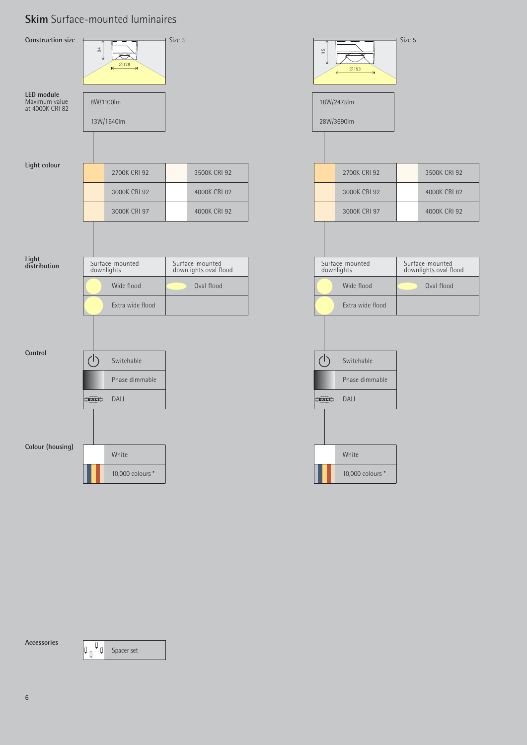# **Skim** Surface-mounted luminaires

| | Size 3 | Size 5 |
|---|---|---|
| **Construction size** | Size 3 (94, Ø128) | Size 5 (115, Ø193) |
| **LED module** Maximum value at 4000K CRI 82 | 8W/1100lm<br>13W/1640lm | 18W/2475lm<br>28W/3690lm |
| **Light colour** | 2700K CRI 92<br>3000K CRI 92<br>3000K CRI 97<br>3500K CRI 92<br>4000K CRI 82<br>4000K CRI 92 | 2700K CRI 92<br>3000K CRI 92<br>3000K CRI 97<br>3500K CRI 92<br>4000K CRI 82<br>4000K CRI 92 |
| **Light distribution** | Surface-mounted downlights: Wide flood, Extra wide flood<br>Surface-mounted downlights oval flood: Oval flood | Surface-mounted downlights: Wide flood, Extra wide flood<br>Surface-mounted downlights oval flood: Oval flood |
| **Control** | Switchable<br>Phase dimmable<br>DALI | Switchable<br>Phase dimmable<br>DALI |
| **Colour (housing)** | White<br>10,000 colours * | White<br>10,000 colours * |

**Accessories**

Spacer set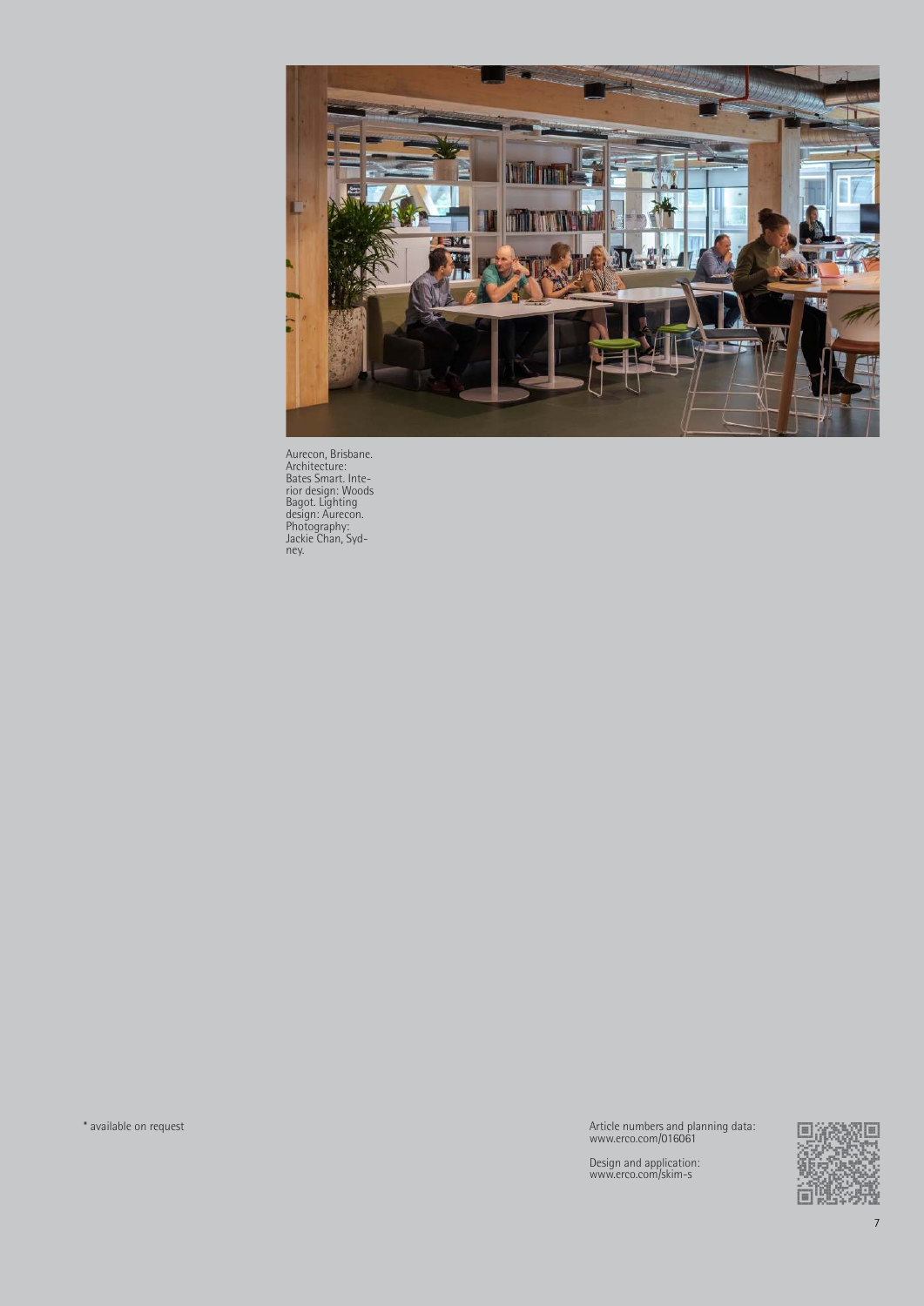Aurecon, Brisbane. Architecture: Bates Smart. Interior design: Woods Bagot. Lighting design: Aurecon. Photography: Jackie Chan, Sydney.

* available on request

Article numbers and planning data:
www.erco.com/016061

Design and application:
www.erco.com/skim-s